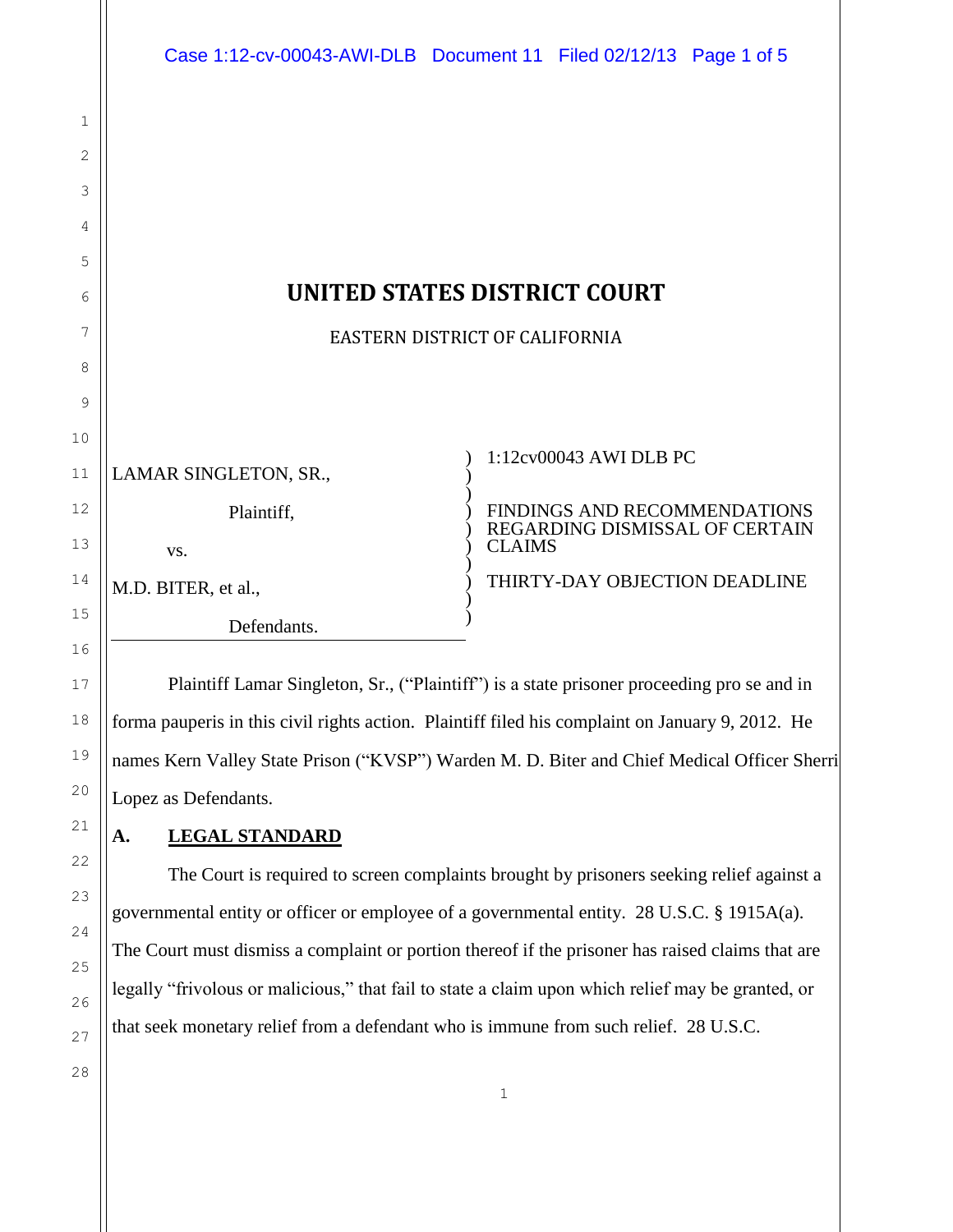# UNITED STATES DISTRICT COURT

EASTERN DISTRICT OF CALIFORNIA

| | |
|---|---|
| LAMAR SINGLETON, SR., | 1:12cv00043 AWI DLB PC |
| Plaintiff, | FINDINGS AND RECOMMENDATIONS REGARDING DISMISSAL OF CERTAIN CLAIMS |
| vs. | |
| M.D. BITER, et al., | THIRTY-DAY OBJECTION DEADLINE |
| Defendants. | |

Plaintiff Lamar Singleton, Sr., ("Plaintiff") is a state prisoner proceeding pro se and in forma pauperis in this civil rights action. Plaintiff filed his complaint on January 9, 2012. He names Kern Valley State Prison ("KVSP") Warden M. D. Biter and Chief Medical Officer Sherri Lopez as Defendants.

## A. LEGAL STANDARD

The Court is required to screen complaints brought by prisoners seeking relief against a governmental entity or officer or employee of a governmental entity. 28 U.S.C. § 1915A(a). The Court must dismiss a complaint or portion thereof if the prisoner has raised claims that are legally "frivolous or malicious," that fail to state a claim upon which relief may be granted, or that seek monetary relief from a defendant who is immune from such relief. 28 U.S.C.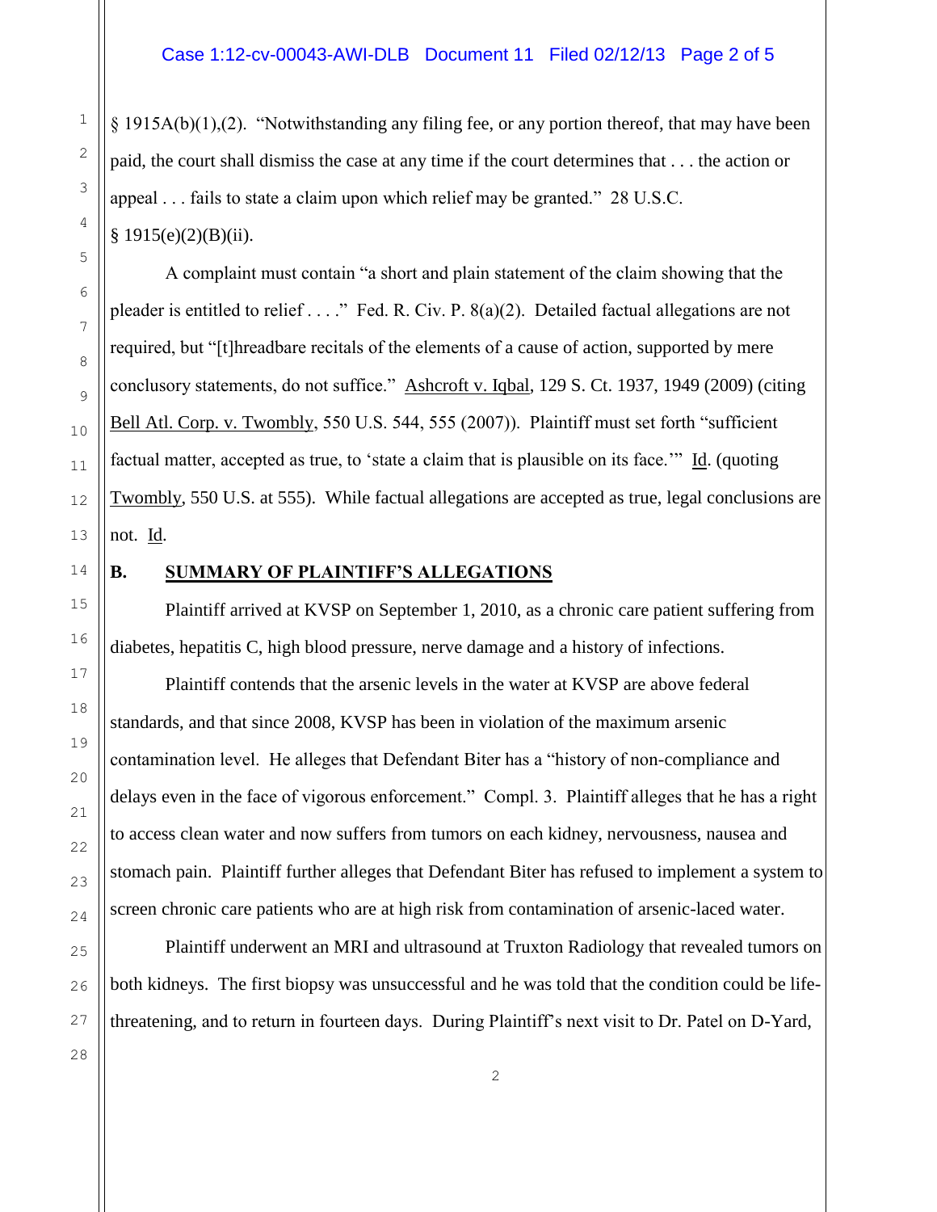§ 1915A(b)(1),(2). "Notwithstanding any filing fee, or any portion thereof, that may have been paid, the court shall dismiss the case at any time if the court determines that . . . the action or appeal . . . fails to state a claim upon which relief may be granted." 28 U.S.C. § 1915(e)(2)(B)(ii).

A complaint must contain "a short and plain statement of the claim showing that the pleader is entitled to relief . . . ." Fed. R. Civ. P. 8(a)(2). Detailed factual allegations are not required, but "[t]hreadbare recitals of the elements of a cause of action, supported by mere conclusory statements, do not suffice." Ashcroft v. Iqbal, 129 S. Ct. 1937, 1949 (2009) (citing Bell Atl. Corp. v. Twombly, 550 U.S. 544, 555 (2007)). Plaintiff must set forth "sufficient factual matter, accepted as true, to 'state a claim that is plausible on its face.'" Id. (quoting Twombly, 550 U.S. at 555). While factual allegations are accepted as true, legal conclusions are not. Id.

**B. SUMMARY OF PLAINTIFF'S ALLEGATIONS**

Plaintiff arrived at KVSP on September 1, 2010, as a chronic care patient suffering from diabetes, hepatitis C, high blood pressure, nerve damage and a history of infections.

Plaintiff contends that the arsenic levels in the water at KVSP are above federal standards, and that since 2008, KVSP has been in violation of the maximum arsenic contamination level. He alleges that Defendant Biter has a "history of non-compliance and delays even in the face of vigorous enforcement." Compl. 3. Plaintiff alleges that he has a right to access clean water and now suffers from tumors on each kidney, nervousness, nausea and stomach pain. Plaintiff further alleges that Defendant Biter has refused to implement a system to screen chronic care patients who are at high risk from contamination of arsenic-laced water.

Plaintiff underwent an MRI and ultrasound at Truxton Radiology that revealed tumors on both kidneys. The first biopsy was unsuccessful and he was told that the condition could be life-threatening, and to return in fourteen days. During Plaintiff's next visit to Dr. Patel on D-Yard,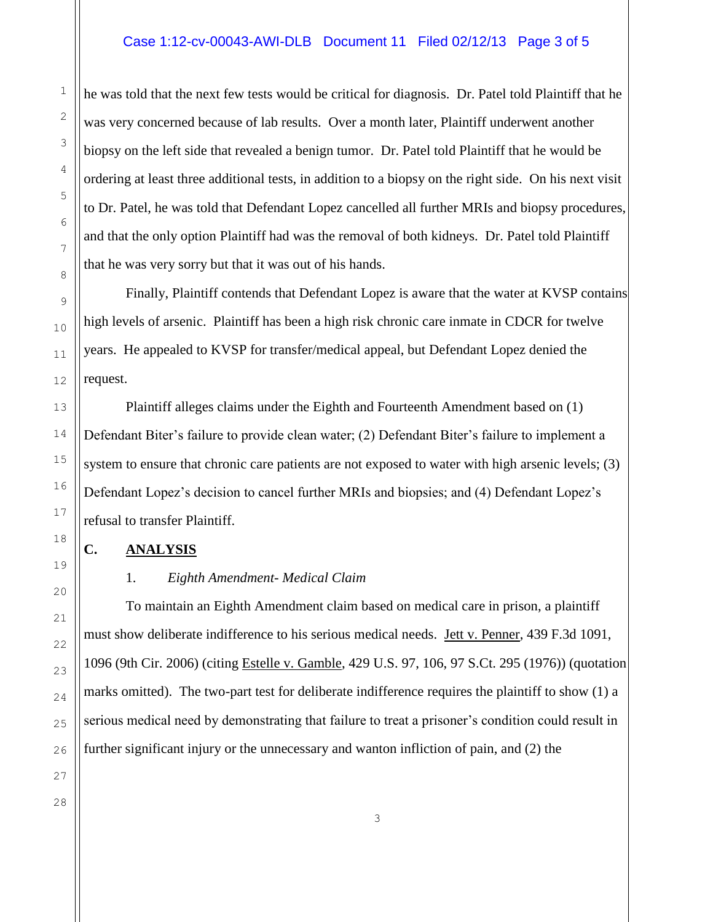he was told that the next few tests would be critical for diagnosis. Dr. Patel told Plaintiff that he was very concerned because of lab results. Over a month later, Plaintiff underwent another biopsy on the left side that revealed a benign tumor. Dr. Patel told Plaintiff that he would be ordering at least three additional tests, in addition to a biopsy on the right side. On his next visit to Dr. Patel, he was told that Defendant Lopez cancelled all further MRIs and biopsy procedures, and that the only option Plaintiff had was the removal of both kidneys. Dr. Patel told Plaintiff that he was very sorry but that it was out of his hands.

Finally, Plaintiff contends that Defendant Lopez is aware that the water at KVSP contains high levels of arsenic. Plaintiff has been a high risk chronic care inmate in CDCR for twelve years. He appealed to KVSP for transfer/medical appeal, but Defendant Lopez denied the request.

Plaintiff alleges claims under the Eighth and Fourteenth Amendment based on (1) Defendant Biter's failure to provide clean water; (2) Defendant Biter's failure to implement a system to ensure that chronic care patients are not exposed to water with high arsenic levels; (3) Defendant Lopez's decision to cancel further MRIs and biopsies; and (4) Defendant Lopez's refusal to transfer Plaintiff.

## C. ANALYSIS

### 1. *Eighth Amendment- Medical Claim*

To maintain an Eighth Amendment claim based on medical care in prison, a plaintiff must show deliberate indifference to his serious medical needs. Jett v. Penner, 439 F.3d 1091, 1096 (9th Cir. 2006) (citing Estelle v. Gamble, 429 U.S. 97, 106, 97 S.Ct. 295 (1976)) (quotation marks omitted). The two-part test for deliberate indifference requires the plaintiff to show (1) a serious medical need by demonstrating that failure to treat a prisoner's condition could result in further significant injury or the unnecessary and wanton infliction of pain, and (2) the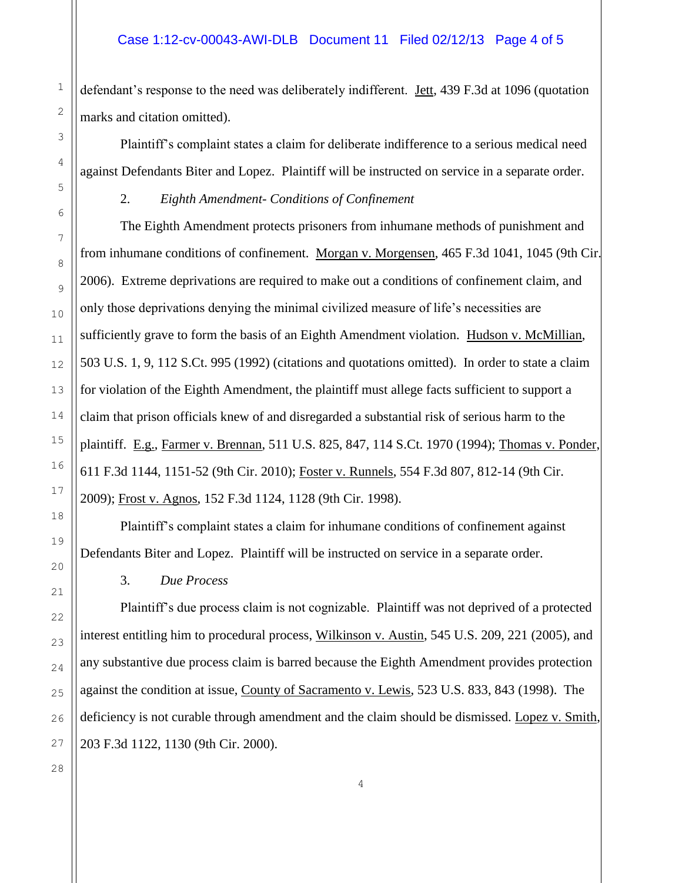defendant's response to the need was deliberately indifferent. Jett, 439 F.3d at 1096 (quotation marks and citation omitted).

Plaintiff's complaint states a claim for deliberate indifference to a serious medical need against Defendants Biter and Lopez. Plaintiff will be instructed on service in a separate order.

2. *Eighth Amendment- Conditions of Confinement*

The Eighth Amendment protects prisoners from inhumane methods of punishment and from inhumane conditions of confinement. Morgan v. Morgensen, 465 F.3d 1041, 1045 (9th Cir. 2006). Extreme deprivations are required to make out a conditions of confinement claim, and only those deprivations denying the minimal civilized measure of life's necessities are sufficiently grave to form the basis of an Eighth Amendment violation. Hudson v. McMillian, 503 U.S. 1, 9, 112 S.Ct. 995 (1992) (citations and quotations omitted). In order to state a claim for violation of the Eighth Amendment, the plaintiff must allege facts sufficient to support a claim that prison officials knew of and disregarded a substantial risk of serious harm to the plaintiff. E.g., Farmer v. Brennan, 511 U.S. 825, 847, 114 S.Ct. 1970 (1994); Thomas v. Ponder, 611 F.3d 1144, 1151-52 (9th Cir. 2010); Foster v. Runnels, 554 F.3d 807, 812-14 (9th Cir. 2009); Frost v. Agnos, 152 F.3d 1124, 1128 (9th Cir. 1998).

Plaintiff's complaint states a claim for inhumane conditions of confinement against Defendants Biter and Lopez. Plaintiff will be instructed on service in a separate order.

3. *Due Process*

Plaintiff's due process claim is not cognizable. Plaintiff was not deprived of a protected interest entitling him to procedural process, Wilkinson v. Austin, 545 U.S. 209, 221 (2005), and any substantive due process claim is barred because the Eighth Amendment provides protection against the condition at issue, County of Sacramento v. Lewis, 523 U.S. 833, 843 (1998). The deficiency is not curable through amendment and the claim should be dismissed. Lopez v. Smith, 203 F.3d 1122, 1130 (9th Cir. 2000).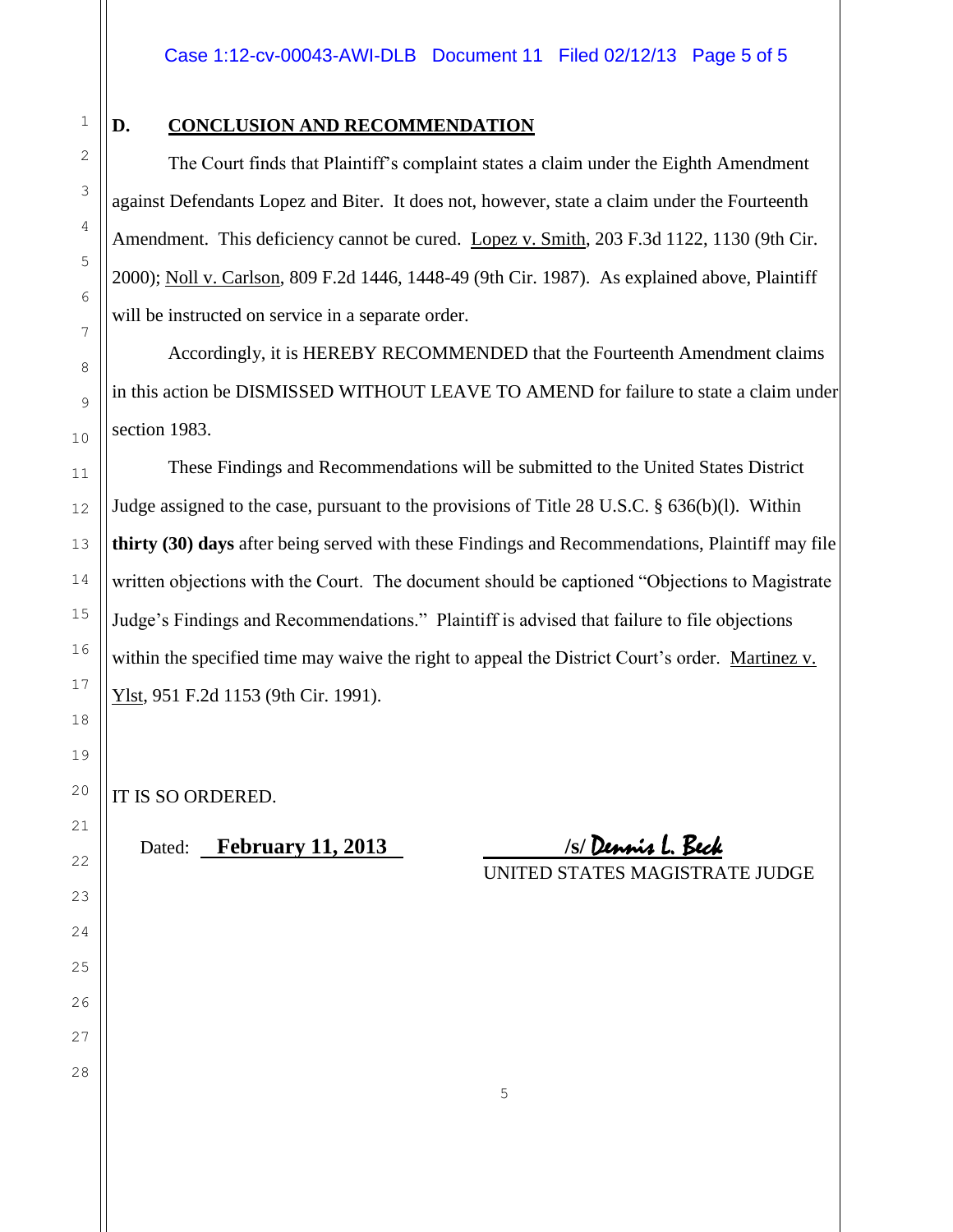### D. CONCLUSION AND RECOMMENDATION

The Court finds that Plaintiff's complaint states a claim under the Eighth Amendment against Defendants Lopez and Biter. It does not, however, state a claim under the Fourteenth Amendment. This deficiency cannot be cured. Lopez v. Smith, 203 F.3d 1122, 1130 (9th Cir. 2000); Noll v. Carlson, 809 F.2d 1446, 1448-49 (9th Cir. 1987). As explained above, Plaintiff will be instructed on service in a separate order.

Accordingly, it is HEREBY RECOMMENDED that the Fourteenth Amendment claims in this action be DISMISSED WITHOUT LEAVE TO AMEND for failure to state a claim under section 1983.

These Findings and Recommendations will be submitted to the United States District Judge assigned to the case, pursuant to the provisions of Title 28 U.S.C. § 636(b)(l). Within **thirty (30) days** after being served with these Findings and Recommendations, Plaintiff may file written objections with the Court. The document should be captioned "Objections to Magistrate Judge's Findings and Recommendations." Plaintiff is advised that failure to file objections within the specified time may waive the right to appeal the District Court's order. Martinez v. Ylst, 951 F.2d 1153 (9th Cir. 1991).

IT IS SO ORDERED.

Dated: **February 11, 2013**

/s/ Dennis L. Beck
UNITED STATES MAGISTRATE JUDGE